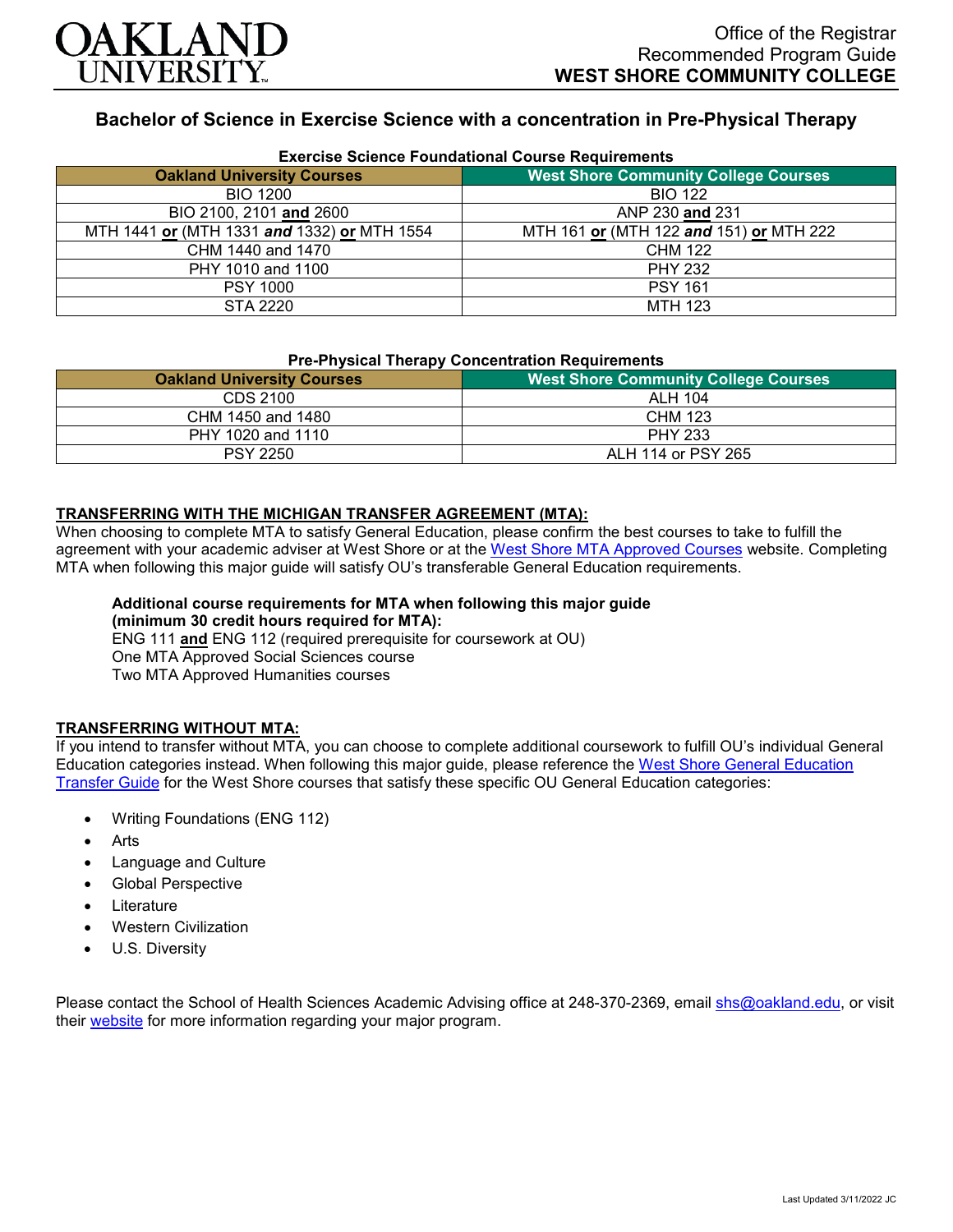Office of the Registrar
Recommended Program Guide
**WEST SHORE COMMUNITY COLLEGE**

# Bachelor of Science in Exercise Science with a concentration in Pre-Physical Therapy

### Exercise Science Foundational Course Requirements

| Oakland University Courses | West Shore Community College Courses |
|---|---|
| BIO 1200 | BIO 122 |
| BIO 2100, 2101 **and** 2600 | ANP 230 **and** 231 |
| MTH 1441 **or** (MTH 1331 ***and*** 1332) **or** MTH 1554 | MTH 161 **or** (MTH 122 ***and*** 151) **or** MTH 222 |
| CHM 1440 and 1470 | CHM 122 |
| PHY 1010 and 1100 | PHY 232 |
| PSY 1000 | PSY 161 |
| STA 2220 | MTH 123 |

### Pre-Physical Therapy Concentration Requirements

| Oakland University Courses | West Shore Community College Courses |
|---|---|
| CDS 2100 | ALH 104 |
| CHM 1450 and 1480 | CHM 123 |
| PHY 1020 and 1110 | PHY 233 |
| PSY 2250 | ALH 114 or PSY 265 |

**TRANSFERRING WITH THE MICHIGAN TRANSFER AGREEMENT (MTA):**

When choosing to complete MTA to satisfy General Education, please confirm the best courses to take to fulfill the agreement with your academic adviser at West Shore or at the West Shore MTA Approved Courses website. Completing MTA when following this major guide will satisfy OU's transferable General Education requirements.

**Additional course requirements for MTA when following this major guide (minimum 30 credit hours required for MTA):**
ENG 111 **and** ENG 112 (required prerequisite for coursework at OU)
One MTA Approved Social Sciences course
Two MTA Approved Humanities courses

**TRANSFERRING WITHOUT MTA:**

If you intend to transfer without MTA, you can choose to complete additional coursework to fulfill OU's individual General Education categories instead. When following this major guide, please reference the West Shore General Education Transfer Guide for the West Shore courses that satisfy these specific OU General Education categories:

- Writing Foundations (ENG 112)
- Arts
- Language and Culture
- Global Perspective
- Literature
- Western Civilization
- U.S. Diversity

Please contact the School of Health Sciences Academic Advising office at 248-370-2369, email shs@oakland.edu, or visit their website for more information regarding your major program.

Last Updated 3/11/2022 JC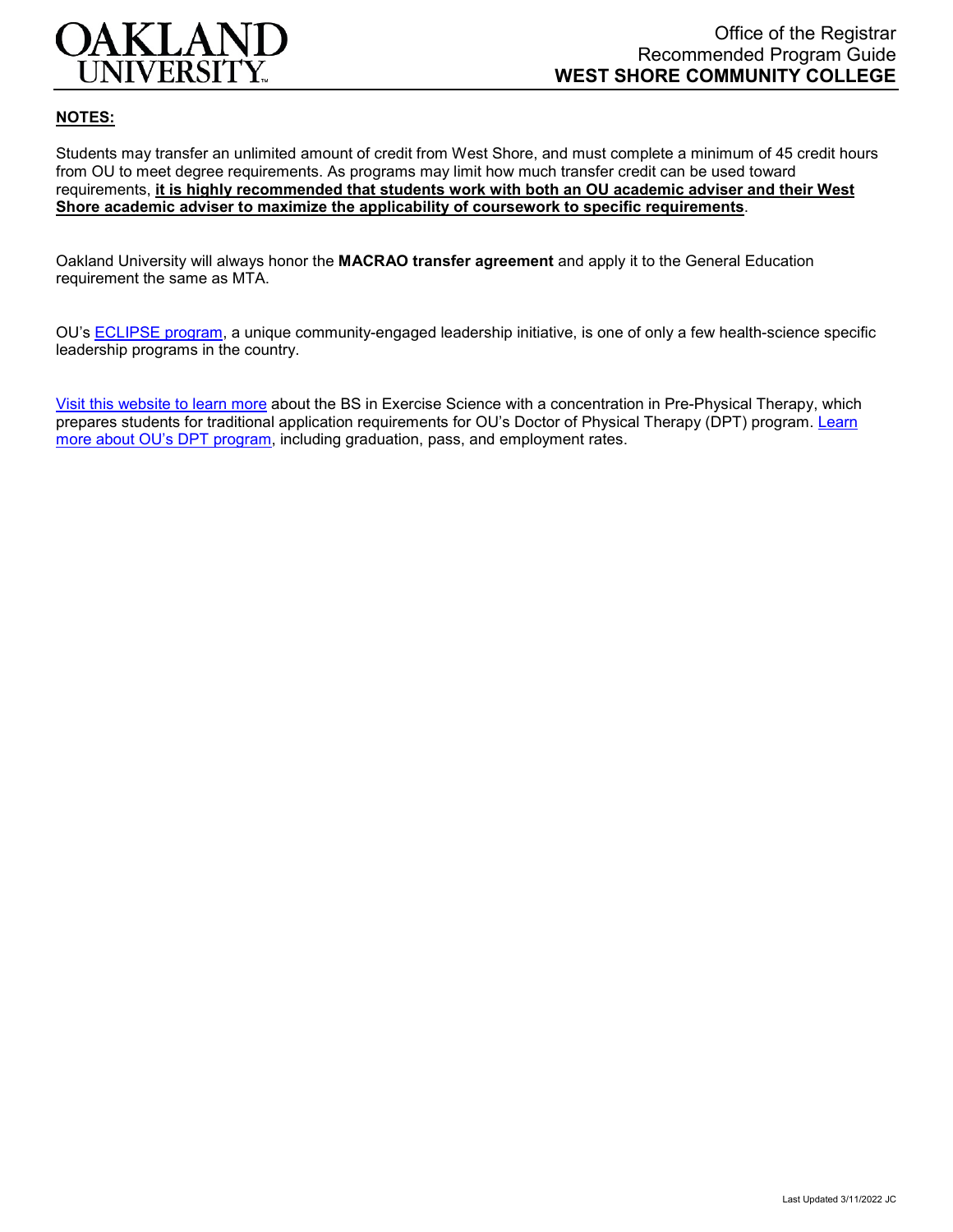**NOTES:**

Students may transfer an unlimited amount of credit from West Shore, and must complete a minimum of 45 credit hours from OU to meet degree requirements. As programs may limit how much transfer credit can be used toward requirements, **it is highly recommended that students work with both an OU academic adviser and their West Shore academic adviser to maximize the applicability of coursework to specific requirements**.

Oakland University will always honor the **MACRAO transfer agreement** and apply it to the General Education requirement the same as MTA.

OU's ECLIPSE program, a unique community-engaged leadership initiative, is one of only a few health-science specific leadership programs in the country.

Visit this website to learn more about the BS in Exercise Science with a concentration in Pre-Physical Therapy, which prepares students for traditional application requirements for OU's Doctor of Physical Therapy (DPT) program. Learn more about OU's DPT program, including graduation, pass, and employment rates.

Last Updated 3/11/2022 JC